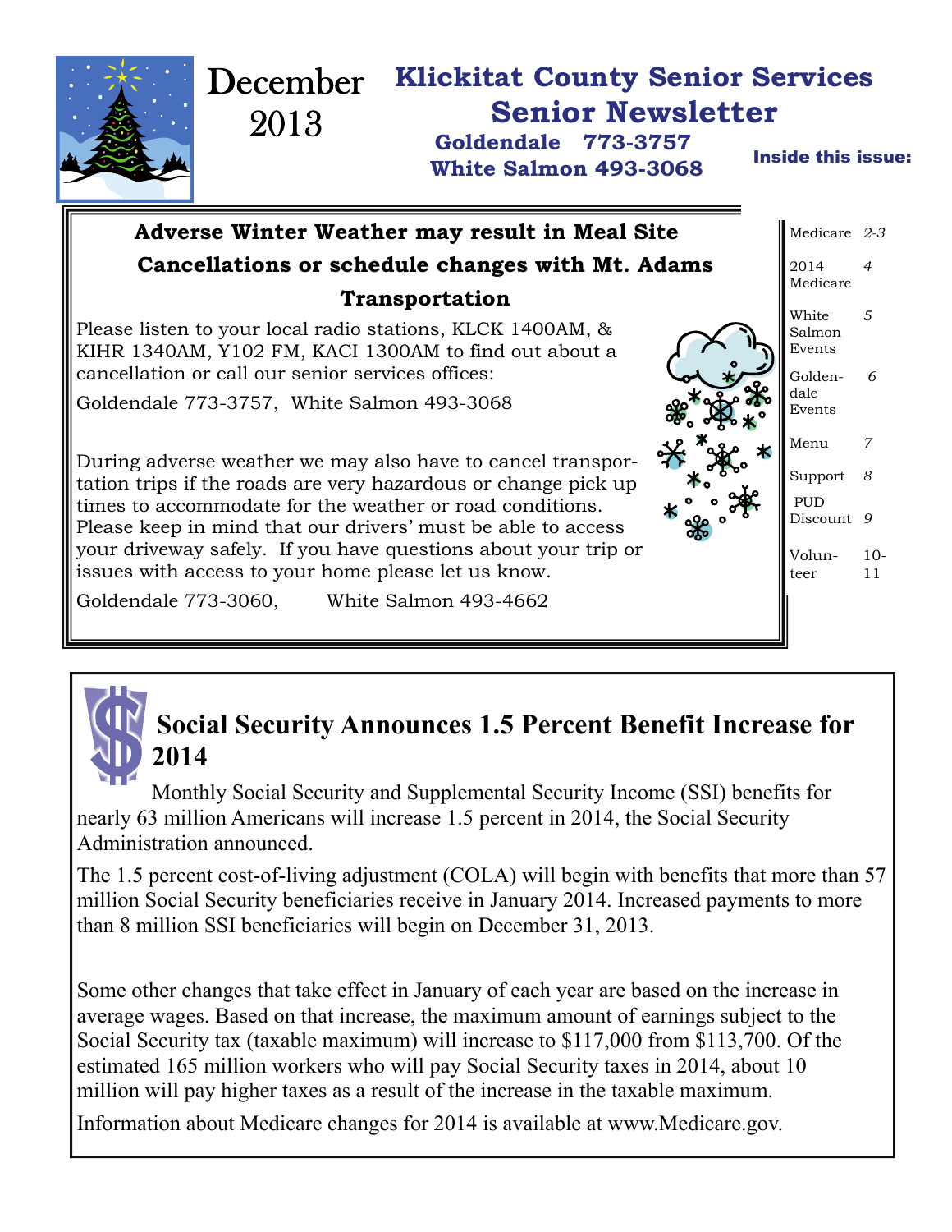# December 2013

## Klickitat County Senior Services Senior Newsletter

**Goldendale 773-3757**
**White Salmon 493-3068**

**Inside this issue:**

| | |
|---|---|
| Medicare | 2-3 |
| 2014 Medicare | 4 |
| White Salmon Events | 5 |
| Goldendale Events | 6 |
| Menu | 7 |
| Support | 8 |
| PUD Discount | 9 |
| Volunteer | 10-11 |

### Adverse Winter Weather may result in Meal Site Cancellations or schedule changes with Mt. Adams Transportation

Please listen to your local radio stations, KLCK 1400AM, & KIHR 1340AM, Y102 FM, KACI 1300AM to find out about a cancellation or call our senior services offices:

Goldendale 773-3757, White Salmon 493-3068

During adverse weather we may also have to cancel transportation trips if the roads are very hazardous or change pick up times to accommodate for the weather or road conditions. Please keep in mind that our drivers' must be able to access your driveway safely. If you have questions about your trip or issues with access to your home please let us know.

Goldendale 773-3060, White Salmon 493-4662

### Social Security Announces 1.5 Percent Benefit Increase for 2014

Monthly Social Security and Supplemental Security Income (SSI) benefits for nearly 63 million Americans will increase 1.5 percent in 2014, the Social Security Administration announced.

The 1.5 percent cost-of-living adjustment (COLA) will begin with benefits that more than 57 million Social Security beneficiaries receive in January 2014. Increased payments to more than 8 million SSI beneficiaries will begin on December 31, 2013.

Some other changes that take effect in January of each year are based on the increase in average wages. Based on that increase, the maximum amount of earnings subject to the Social Security tax (taxable maximum) will increase to $117,000 from $113,700. Of the estimated 165 million workers who will pay Social Security taxes in 2014, about 10 million will pay higher taxes as a result of the increase in the taxable maximum.

Information about Medicare changes for 2014 is available at www.Medicare.gov.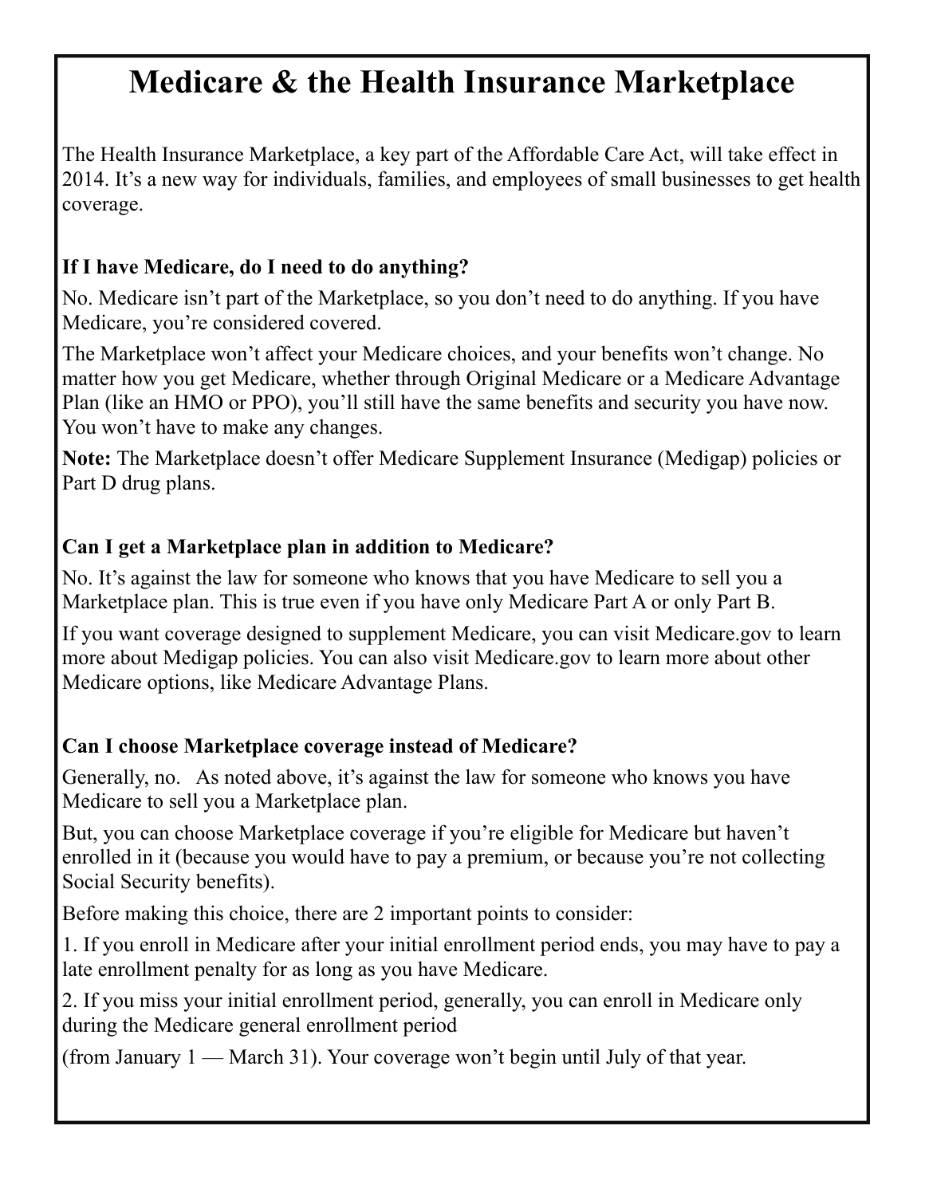# Medicare & the Health Insurance Marketplace

The Health Insurance Marketplace, a key part of the Affordable Care Act, will take effect in 2014. It's a new way for individuals, families, and employees of small businesses to get health coverage.

### If I have Medicare, do I need to do anything?

No. Medicare isn't part of the Marketplace, so you don't need to do anything. If you have Medicare, you're considered covered.

The Marketplace won't affect your Medicare choices, and your benefits won't change. No matter how you get Medicare, whether through Original Medicare or a Medicare Advantage Plan (like an HMO or PPO), you'll still have the same benefits and security you have now. You won't have to make any changes.

**Note:** The Marketplace doesn't offer Medicare Supplement Insurance (Medigap) policies or Part D drug plans.

### Can I get a Marketplace plan in addition to Medicare?

No. It's against the law for someone who knows that you have Medicare to sell you a Marketplace plan. This is true even if you have only Medicare Part A or only Part B.

If you want coverage designed to supplement Medicare, you can visit Medicare.gov to learn more about Medigap policies. You can also visit Medicare.gov to learn more about other Medicare options, like Medicare Advantage Plans.

### Can I choose Marketplace coverage instead of Medicare?

Generally, no. As noted above, it's against the law for someone who knows you have Medicare to sell you a Marketplace plan.

But, you can choose Marketplace coverage if you're eligible for Medicare but haven't enrolled in it (because you would have to pay a premium, or because you're not collecting Social Security benefits).

Before making this choice, there are 2 important points to consider:

1. If you enroll in Medicare after your initial enrollment period ends, you may have to pay a late enrollment penalty for as long as you have Medicare.

2. If you miss your initial enrollment period, generally, you can enroll in Medicare only during the Medicare general enrollment period

(from January 1 — March 31). Your coverage won't begin until July of that year.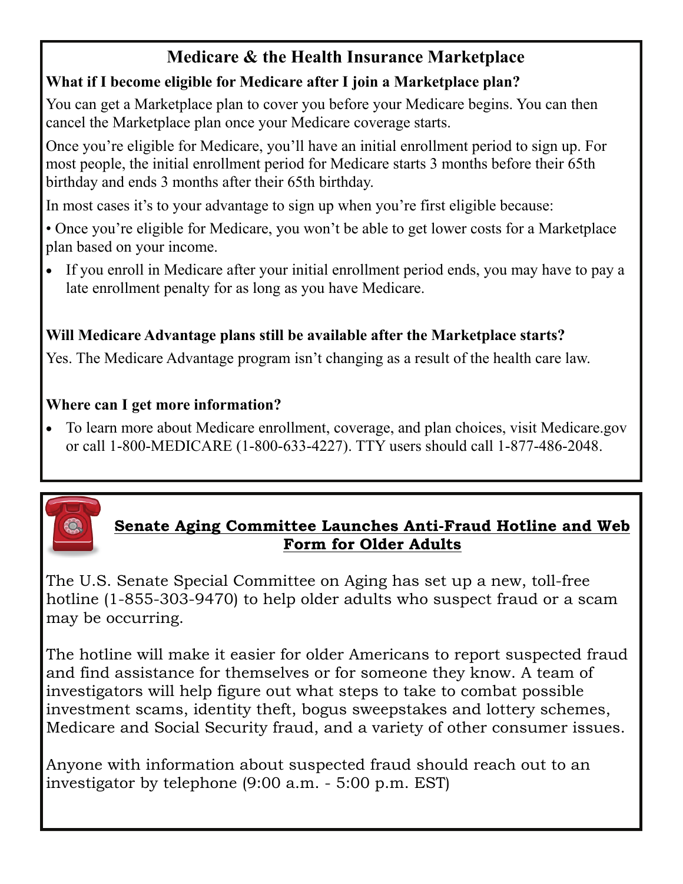## Medicare & the Health Insurance Marketplace

**What if I become eligible for Medicare after I join a Marketplace plan?**

You can get a Marketplace plan to cover you before your Medicare begins. You can then cancel the Marketplace plan once your Medicare coverage starts.

Once you're eligible for Medicare, you'll have an initial enrollment period to sign up. For most people, the initial enrollment period for Medicare starts 3 months before their 65th birthday and ends 3 months after their 65th birthday.

In most cases it's to your advantage to sign up when you're first eligible because:

- Once you're eligible for Medicare, you won't be able to get lower costs for a Marketplace plan based on your income.
- If you enroll in Medicare after your initial enrollment period ends, you may have to pay a late enrollment penalty for as long as you have Medicare.

**Will Medicare Advantage plans still be available after the Marketplace starts?**

Yes. The Medicare Advantage program isn't changing as a result of the health care law.

**Where can I get more information?**

- To learn more about Medicare enrollment, coverage, and plan choices, visit Medicare.gov or call 1-800-MEDICARE (1-800-633-4227). TTY users should call 1-877-486-2048.

## Senate Aging Committee Launches Anti-Fraud Hotline and Web Form for Older Adults

The U.S. Senate Special Committee on Aging has set up a new, toll-free hotline (1-855-303-9470) to help older adults who suspect fraud or a scam may be occurring.

The hotline will make it easier for older Americans to report suspected fraud and find assistance for themselves or for someone they know. A team of investigators will help figure out what steps to take to combat possible investment scams, identity theft, bogus sweepstakes and lottery schemes, Medicare and Social Security fraud, and a variety of other consumer issues.

Anyone with information about suspected fraud should reach out to an investigator by telephone (9:00 a.m. - 5:00 p.m. EST)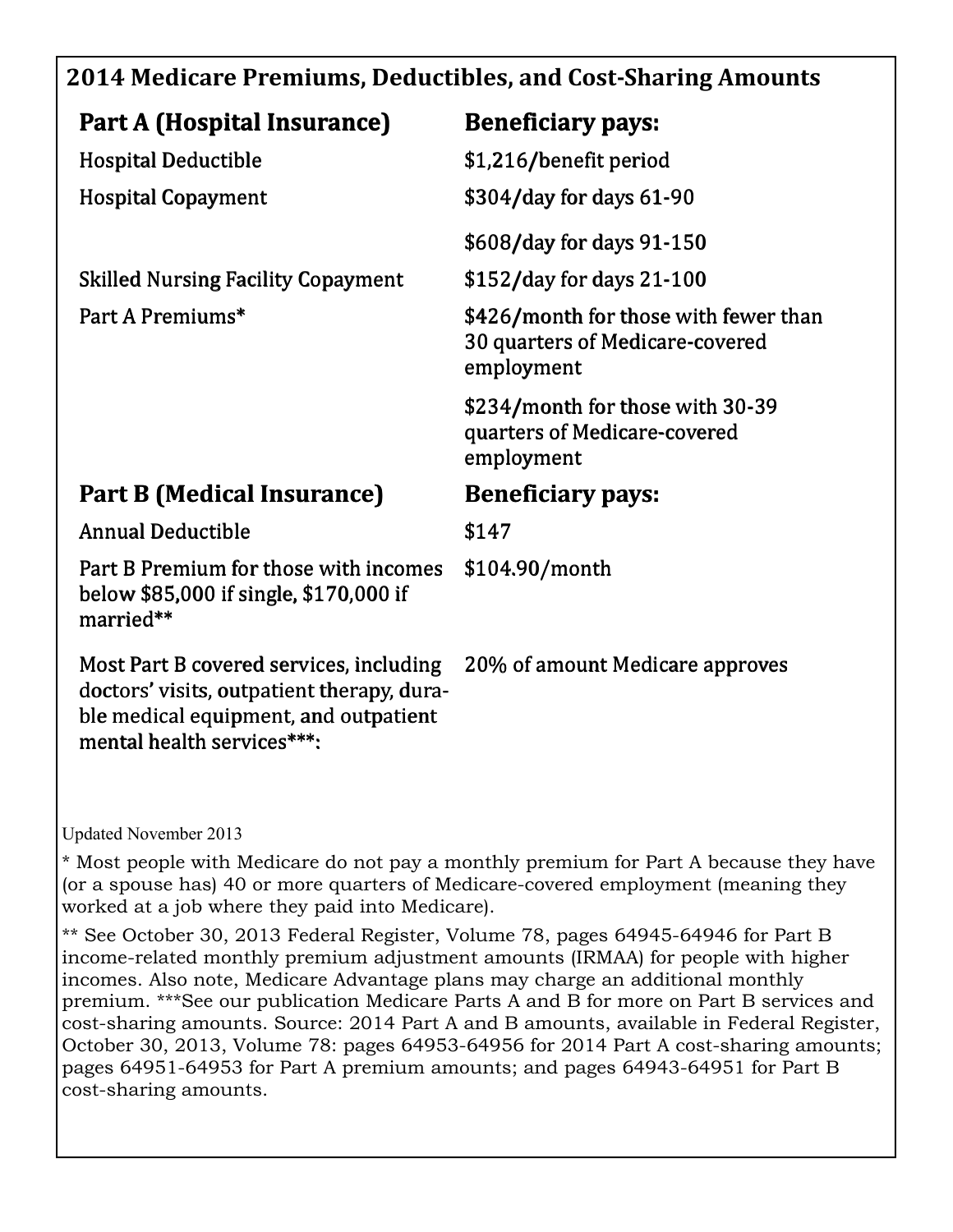## 2014 Medicare Premiums, Deductibles, and Cost-Sharing Amounts

| Part A (Hospital Insurance) | Beneficiary pays: |
|---|---|
| Hospital Deductible | $1,216/benefit period |
| Hospital Copayment | $304/day for days 61-90 |
| | $608/day for days 91-150 |
| Skilled Nursing Facility Copayment | $152/day for days 21-100 |
| Part A Premiums* | $426/month for those with fewer than 30 quarters of Medicare-covered employment |
| | $234/month for those with 30-39 quarters of Medicare-covered employment |

| Part B (Medical Insurance) | Beneficiary pays: |
|---|---|
| Annual Deductible | $147 |
| Part B Premium for those with incomes below $85,000 if single, $170,000 if married** | $104.90/month |
| Most Part B covered services, including doctors' visits, outpatient therapy, durable medical equipment, and outpatient mental health services***: | 20% of amount Medicare approves |

Updated November 2013

* Most people with Medicare do not pay a monthly premium for Part A because they have (or a spouse has) 40 or more quarters of Medicare-covered employment (meaning they worked at a job where they paid into Medicare).

** See October 30, 2013 Federal Register, Volume 78, pages 64945-64946 for Part B income-related monthly premium adjustment amounts (IRMAA) for people with higher incomes. Also note, Medicare Advantage plans may charge an additional monthly premium. ***See our publication Medicare Parts A and B for more on Part B services and cost-sharing amounts. Source: 2014 Part A and B amounts, available in Federal Register, October 30, 2013, Volume 78: pages 64953-64956 for 2014 Part A cost-sharing amounts; pages 64951-64953 for Part A premium amounts; and pages 64943-64951 for Part B cost-sharing amounts.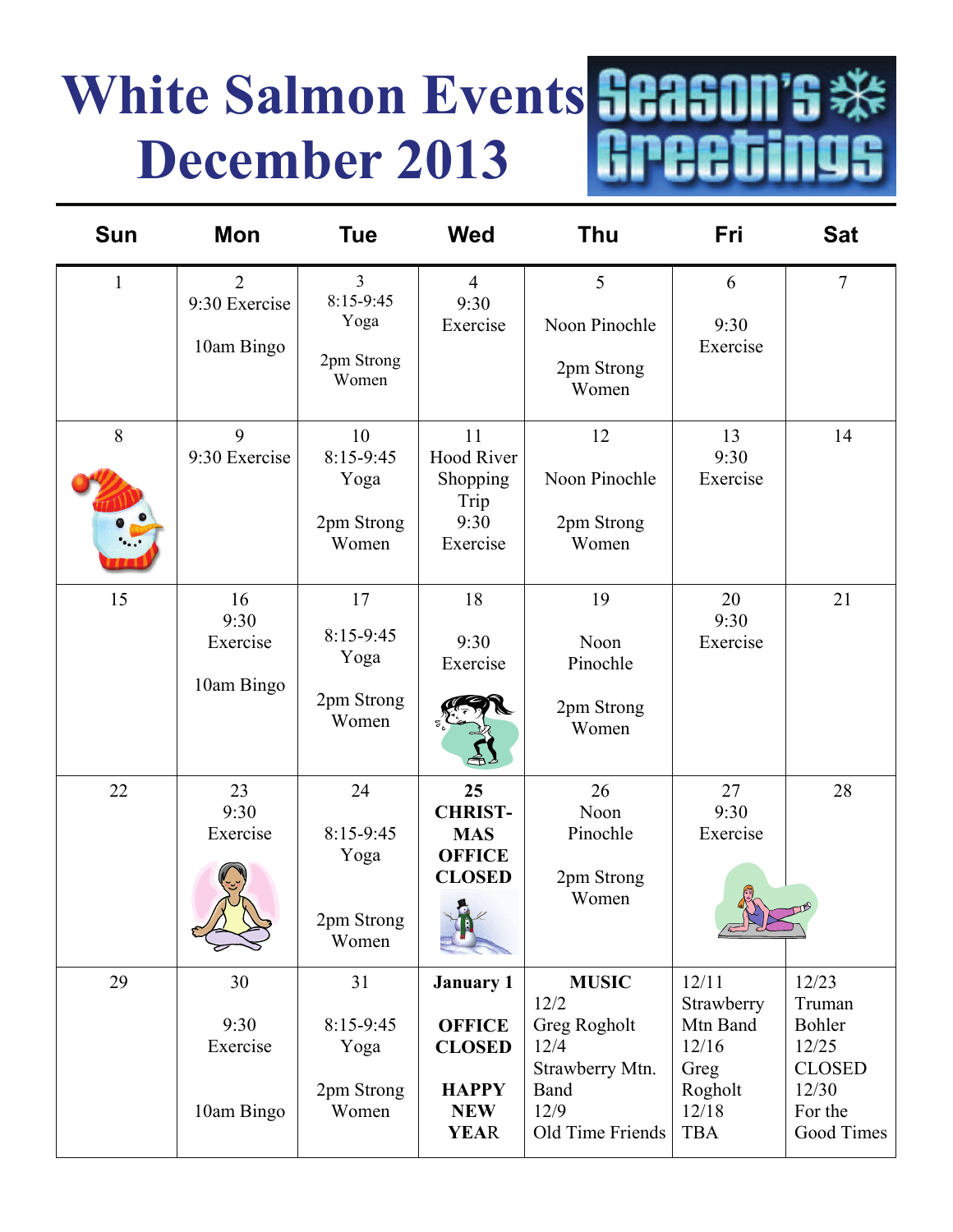# White Salmon Events December 2013

Season's Greetings

| Sun | Mon | Tue | Wed | Thu | Fri | Sat |
|---|---|---|---|---|---|---|
| 1 | 2<br>9:30 Exercise<br>10am Bingo | 3<br>8:15-9:45 Yoga<br>2pm Strong Women | 4<br>9:30 Exercise | 5<br>Noon Pinochle<br>2pm Strong Women | 6<br>9:30 Exercise | 7 |
| 8 | 9<br>9:30 Exercise | 10<br>8:15-9:45 Yoga<br>2pm Strong Women | 11<br>Hood River Shopping Trip<br>9:30 Exercise | 12<br>Noon Pinochle<br>2pm Strong Women | 13<br>9:30 Exercise | 14 |
| 15 | 16<br>9:30 Exercise<br>10am Bingo | 17<br>8:15-9:45 Yoga<br>2pm Strong Women | 18<br>9:30 Exercise | 19<br>Noon Pinochle<br>2pm Strong Women | 20<br>9:30 Exercise | 21 |
| 22 | 23<br>9:30 Exercise | 24<br>8:15-9:45 Yoga<br>2pm Strong Women | **25**<br>**CHRISTMAS OFFICE CLOSED** | 26<br>Noon Pinochle<br>2pm Strong Women | 27<br>9:30 Exercise | 28 |
| 29 | 30<br>9:30 Exercise<br>10am Bingo | 31<br>8:15-9:45 Yoga<br>2pm Strong Women | **January 1**<br>**OFFICE CLOSED**<br>**HAPPY NEW YEAR** | **MUSIC**<br>12/2 Greg Rogholt<br>12/4 Strawberry Mtn. Band<br>12/9 Old Time Friends | 12/11 Strawberry Mtn Band<br>12/16 Greg Rogholt<br>12/18 TBA | 12/23 Truman Bohler<br>12/25 CLOSED<br>12/30 For the Good Times |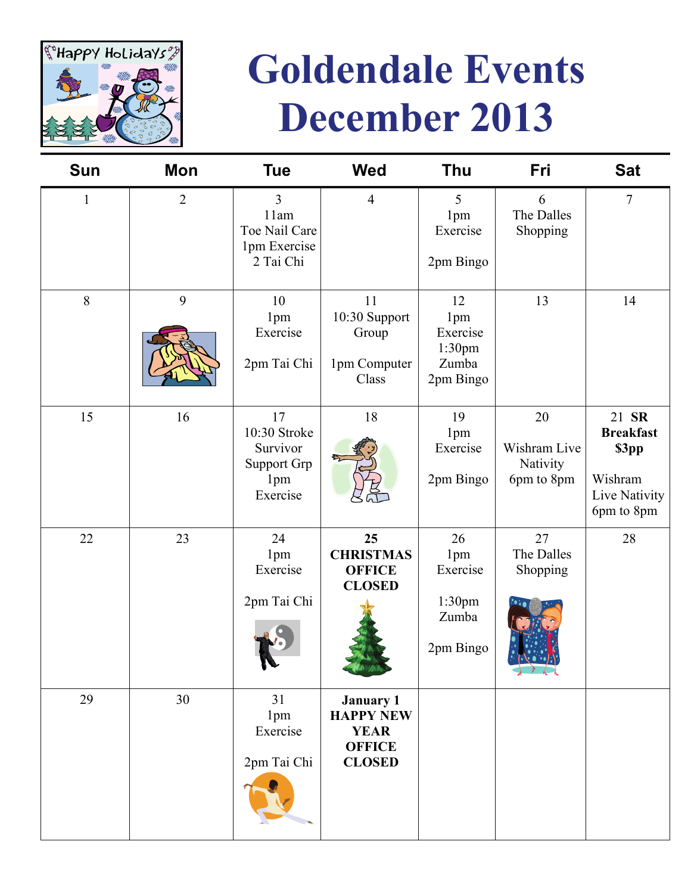# Goldendale Events December 2013

| Sun | Mon | Tue | Wed | Thu | Fri | Sat |
|---|---|---|---|---|---|---|
| 1 | 2 | 3<br>11am<br>Toe Nail Care<br>1pm Exercise<br>2 Tai Chi | 4 | 5<br>1pm<br>Exercise<br><br>2pm Bingo | 6<br>The Dalles<br>Shopping | 7 |
| 8 | 9 | 10<br>1pm<br>Exercise<br><br>2pm Tai Chi | 11<br>10:30 Support<br>Group<br><br>1pm Computer<br>Class | 12<br>1pm<br>Exercise<br>1:30pm<br>Zumba<br>2pm Bingo | 13 | 14 |
| 15 | 16 | 17<br>10:30 Stroke<br>Survivor<br>Support Grp<br>1pm<br>Exercise | 18 | 19<br>1pm<br>Exercise<br><br>2pm Bingo | 20<br><br>Wishram Live<br>Nativity<br>6pm to 8pm | 21 **SR Breakfast $3pp**<br><br>Wishram<br>Live Nativity<br>6pm to 8pm |
| 22 | 23 | 24<br>1pm<br>Exercise<br><br>2pm Tai Chi | **25**<br>**CHRISTMAS**<br>**OFFICE**<br>**CLOSED** | 26<br>1pm<br>Exercise<br><br>1:30pm<br>Zumba<br><br>2pm Bingo | 27<br>The Dalles<br>Shopping | 28 |
| 29 | 30 | 31<br>1pm<br>Exercise<br><br>2pm Tai Chi | **January 1**<br>**HAPPY NEW**<br>**YEAR**<br>**OFFICE**<br>**CLOSED** | | | |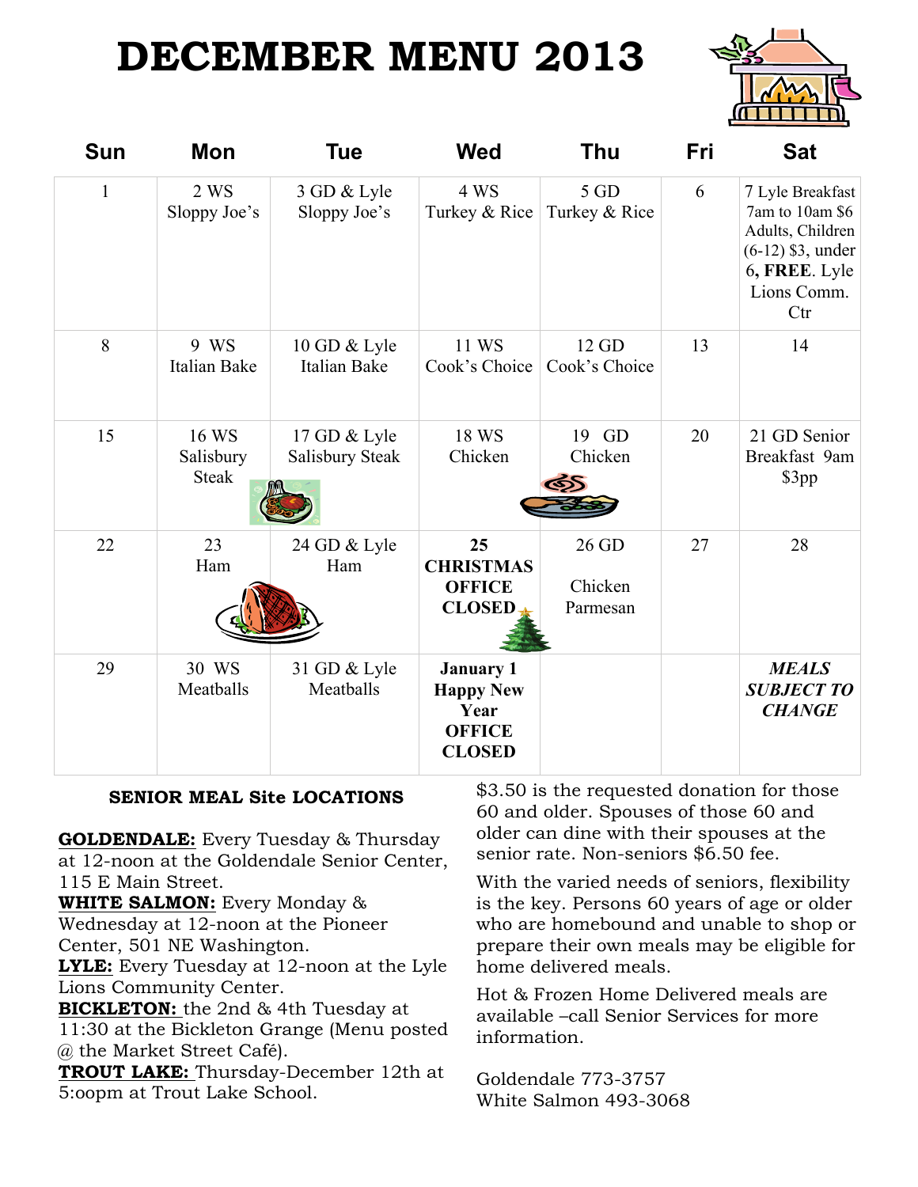# DECEMBER MENU 2013

| Sun | Mon | Tue | Wed | Thu | Fri | Sat |
|---|---|---|---|---|---|---|
| 1 | 2 WS Sloppy Joe's | 3 GD & Lyle Sloppy Joe's | 4 WS Turkey & Rice | 5 GD Turkey & Rice | 6 | 7 Lyle Breakfast 7am to 10am $6 Adults, Children (6-12) $3, under 6, **FREE**. Lyle Lions Comm. Ctr |
| 8 | 9 WS Italian Bake | 10 GD & Lyle Italian Bake | 11 WS Cook's Choice | 12 GD Cook's Choice | 13 | 14 |
| 15 | 16 WS Salisbury Steak | 17 GD & Lyle Salisbury Steak | 18 WS Chicken | 19 GD Chicken | 20 | 21 GD Senior Breakfast 9am $3pp |
| 22 | 23 Ham | 24 GD & Lyle Ham | **25 CHRISTMAS OFFICE CLOSED** | 26 GD Chicken Parmesan | 27 | 28 |
| 29 | 30 WS Meatballs | 31 GD & Lyle Meatballs | **January 1 Happy New Year OFFICE CLOSED** | | | ***MEALS SUBJECT TO CHANGE*** |

**SENIOR MEAL Site LOCATIONS**

**GOLDENDALE:** Every Tuesday & Thursday at 12-noon at the Goldendale Senior Center, 115 E Main Street.

**WHITE SALMON:** Every Monday & Wednesday at 12-noon at the Pioneer Center, 501 NE Washington.

**LYLE:** Every Tuesday at 12-noon at the Lyle Lions Community Center.

**BICKLETON:** the 2nd & 4th Tuesday at 11:30 at the Bickleton Grange (Menu posted @ the Market Street Café).

**TROUT LAKE:** Thursday-December 12th at 5:oopm at Trout Lake School.

$3.50 is the requested donation for those 60 and older. Spouses of those 60 and older can dine with their spouses at the senior rate. Non-seniors $6.50 fee.

With the varied needs of seniors, flexibility is the key. Persons 60 years of age or older who are homebound and unable to shop or prepare their own meals may be eligible for home delivered meals.

Hot & Frozen Home Delivered meals are available –call Senior Services for more information.

Goldendale 773-3757
White Salmon 493-3068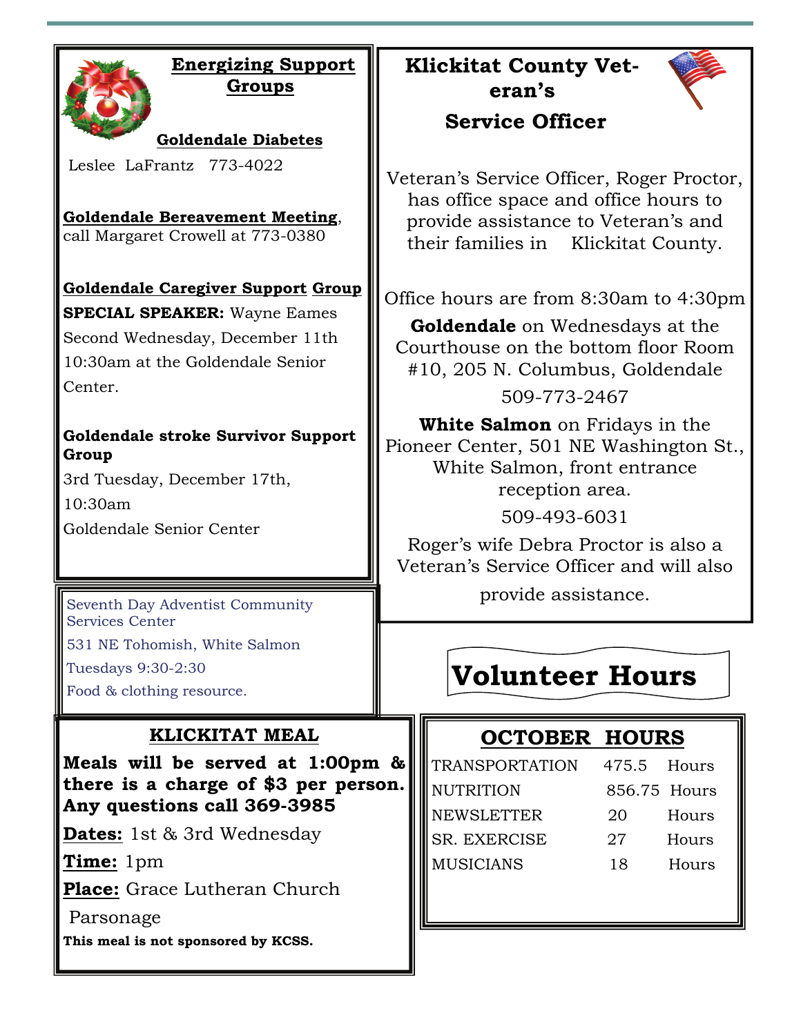## Energizing Support Groups

**Goldendale Diabetes**

Leslee LaFrantz 773-4022

**Goldendale Bereavement Meeting**, call Margaret Crowell at 773-0380

**Goldendale Caregiver Support Group**

**SPECIAL SPEAKER:** Wayne Eames

Second Wednesday, December 11th

10:30am at the Goldendale Senior Center.

**Goldendale stroke Survivor Support Group**

3rd Tuesday, December 17th,

10:30am

Goldendale Senior Center

Seventh Day Adventist Community Services Center

531 NE Tohomish, White Salmon

Tuesdays 9:30-2:30

Food & clothing resource.

## KLICKITAT MEAL

**Meals will be served at 1:00pm & there is a charge of $3 per person. Any questions call 369-3985**

**Dates:** 1st & 3rd Wednesday

**Time:** 1pm

**Place:** Grace Lutheran Church Parsonage

**This meal is not sponsored by KCSS.**

## Klickitat County Veteran's Service Officer

Veteran's Service Officer, Roger Proctor, has office space and office hours to provide assistance to Veteran's and their families in Klickitat County.

Office hours are from 8:30am to 4:30pm

**Goldendale** on Wednesdays at the Courthouse on the bottom floor Room #10, 205 N. Columbus, Goldendale

509-773-2467

**White Salmon** on Fridays in the Pioneer Center, 501 NE Washington St., White Salmon, front entrance reception area.

509-493-6031

Roger's wife Debra Proctor is also a Veteran's Service Officer and will also provide assistance.

## Volunteer Hours

### OCTOBER HOURS

| | | |
|---|---|---|
| TRANSPORTATION | 475.5 | Hours |
| NUTRITION | 856.75 | Hours |
| NEWSLETTER | 20 | Hours |
| SR. EXERCISE | 27 | Hours |
| MUSICIANS | 18 | Hours |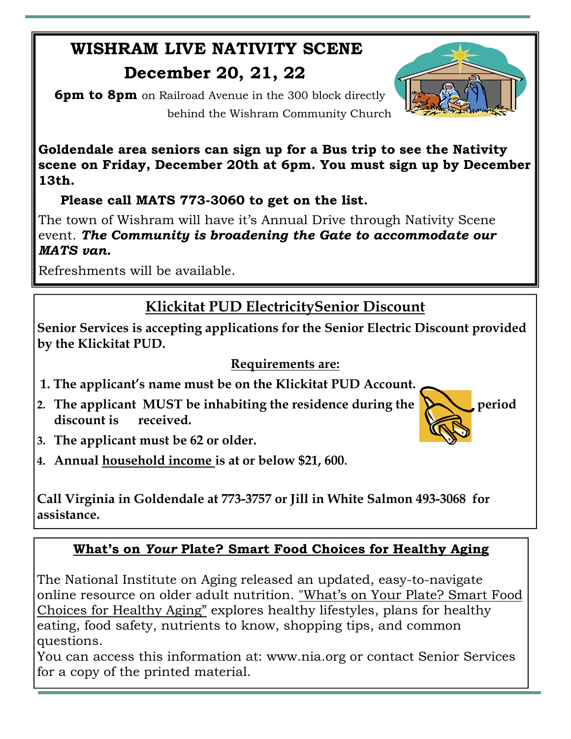# WISHRAM LIVE NATIVITY SCENE

## December 20, 21, 22

**6pm to 8pm** on Railroad Avenue in the 300 block directly behind the Wishram Community Church

**Goldendale area seniors can sign up for a Bus trip to see the Nativity scene on Friday, December 20th at 6pm. You must sign up by December 13th.**

**Please call MATS 773-3060 to get on the list.**

The town of Wishram will have it's Annual Drive through Nativity Scene event. ***The Community is broadening the Gate to accommodate our MATS van.***

Refreshments will be available.

## Klickitat PUD ElectricitySenior Discount

**Senior Services is accepting applications for the Senior Electric Discount provided by the Klickitat PUD.**

**Requirements are:**

1. **The applicant's name must be on the Klickitat PUD Account.**
2. **The applicant MUST be inhabiting the residence during the period discount is received.**
3. **The applicant must be 62 or older.**
4. **Annual household income is at or below $21, 600.**

**Call Virginia in Goldendale at 773-3757 or Jill in White Salmon 493-3068 for assistance.**

## What's on *Your* Plate? Smart Food Choices for Healthy Aging

The National Institute on Aging released an updated, easy-to-navigate online resource on older adult nutrition. "What's on Your Plate? Smart Food Choices for Healthy Aging" explores healthy lifestyles, plans for healthy eating, food safety, nutrients to know, shopping tips, and common questions.

You can access this information at: www.nia.org or contact Senior Services for a copy of the printed material.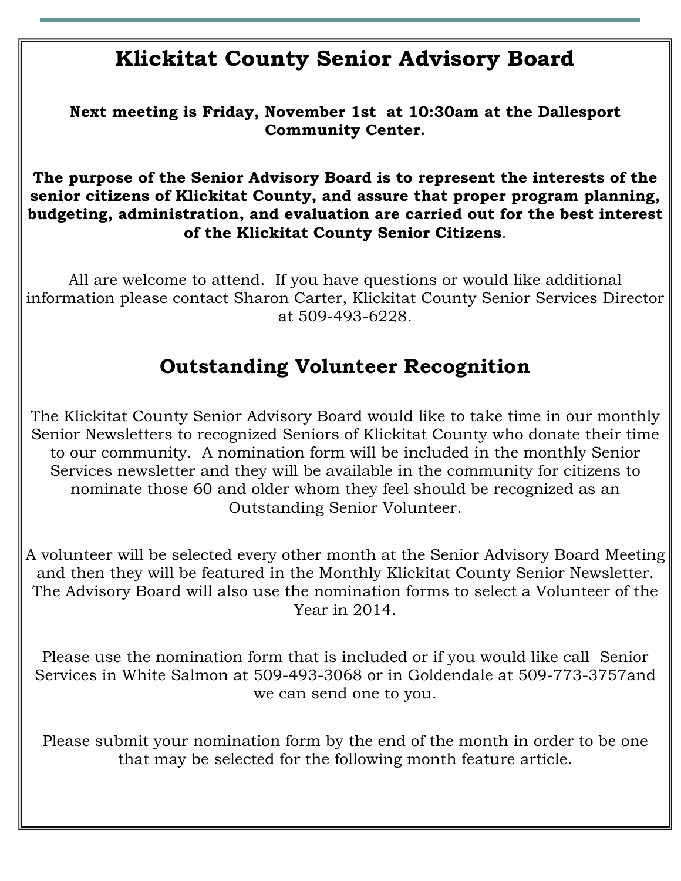# Klickitat County Senior Advisory Board

**Next meeting is Friday, November 1st at 10:30am at the Dallesport Community Center.**

**The purpose of the Senior Advisory Board is to represent the interests of the senior citizens of Klickitat County, and assure that proper program planning, budgeting, administration, and evaluation are carried out for the best interest of the Klickitat County Senior Citizens**.

All are welcome to attend. If you have questions or would like additional information please contact Sharon Carter, Klickitat County Senior Services Director at 509-493-6228.

## Outstanding Volunteer Recognition

The Klickitat County Senior Advisory Board would like to take time in our monthly Senior Newsletters to recognized Seniors of Klickitat County who donate their time to our community. A nomination form will be included in the monthly Senior Services newsletter and they will be available in the community for citizens to nominate those 60 and older whom they feel should be recognized as an Outstanding Senior Volunteer.

A volunteer will be selected every other month at the Senior Advisory Board Meeting and then they will be featured in the Monthly Klickitat County Senior Newsletter. The Advisory Board will also use the nomination forms to select a Volunteer of the Year in 2014.

Please use the nomination form that is included or if you would like call Senior Services in White Salmon at 509-493-3068 or in Goldendale at 509-773-3757and we can send one to you.

Please submit your nomination form by the end of the month in order to be one that may be selected for the following month feature article.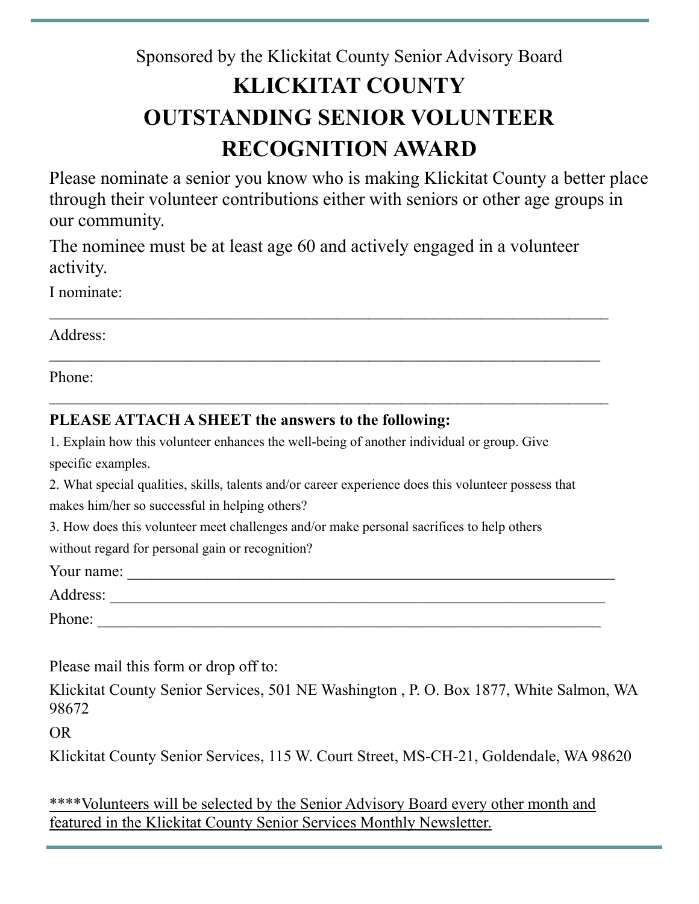Sponsored by the Klickitat County Senior Advisory Board

# KLICKITAT COUNTY OUTSTANDING SENIOR VOLUNTEER RECOGNITION AWARD

Please nominate a senior you know who is making Klickitat County a better place through their volunteer contributions either with seniors or other age groups in our community.

The nominee must be at least age 60 and actively engaged in a volunteer activity.

I nominate:

_____________________________________________________________________

Address:

_____________________________________________________________________

Phone:

_____________________________________________________________________

**PLEASE ATTACH A SHEET the answers to the following:**

1. Explain how this volunteer enhances the well-being of another individual or group. Give specific examples.
2. What special qualities, skills, talents and/or career experience does this volunteer possess that makes him/her so successful in helping others?
3. How does this volunteer meet challenges and/or make personal sacrifices to help others without regard for personal gain or recognition?

Your name: _____________________________________________________________

Address: _______________________________________________________________

Phone: _________________________________________________________________

Please mail this form or drop off to:

Klickitat County Senior Services, 501 NE Washington , P. O. Box 1877, White Salmon, WA 98672

OR

Klickitat County Senior Services, 115 W. Court Street, MS-CH-21, Goldendale, WA 98620

<u>****Volunteers will be selected by the Senior Advisory Board every other month and featured in the Klickitat County Senior Services Monthly Newsletter.</u>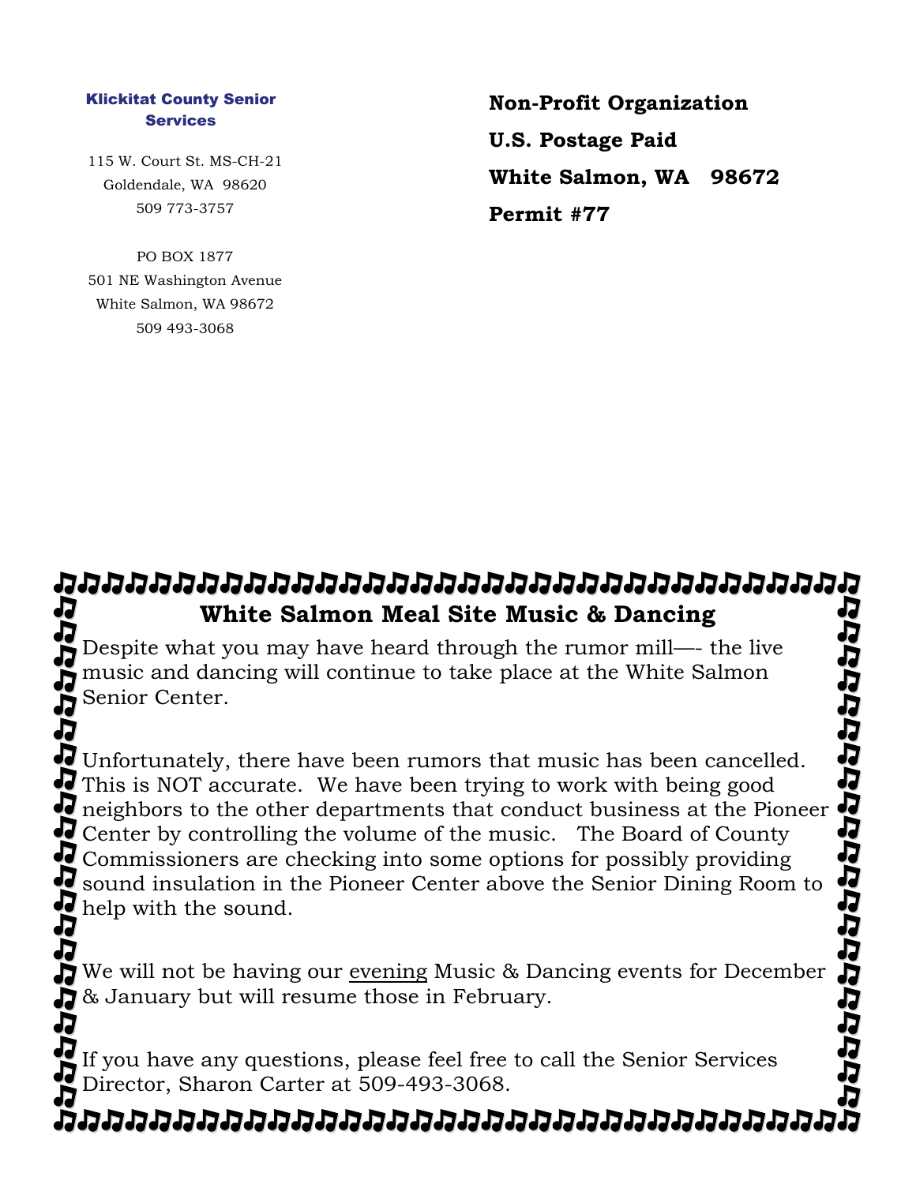**Klickitat County Senior Services**

115 W. Court St. MS-CH-21
Goldendale, WA 98620
509 773-3757

PO BOX 1877
501 NE Washington Avenue
White Salmon, WA 98672
509 493-3068

**Non-Profit Organization**

**U.S. Postage Paid**

**White Salmon, WA 98672**

**Permit #77**

## White Salmon Meal Site Music & Dancing

Despite what you may have heard through the rumor mill—- the live music and dancing will continue to take place at the White Salmon Senior Center.

Unfortunately, there have been rumors that music has been cancelled. This is NOT accurate. We have been trying to work with being good neighbors to the other departments that conduct business at the Pioneer Center by controlling the volume of the music. The Board of County Commissioners are checking into some options for possibly providing sound insulation in the Pioneer Center above the Senior Dining Room to help with the sound.

We will not be having our <u>evening</u> Music & Dancing events for December & January but will resume those in February.

If you have any questions, please feel free to call the Senior Services Director, Sharon Carter at 509-493-3068.